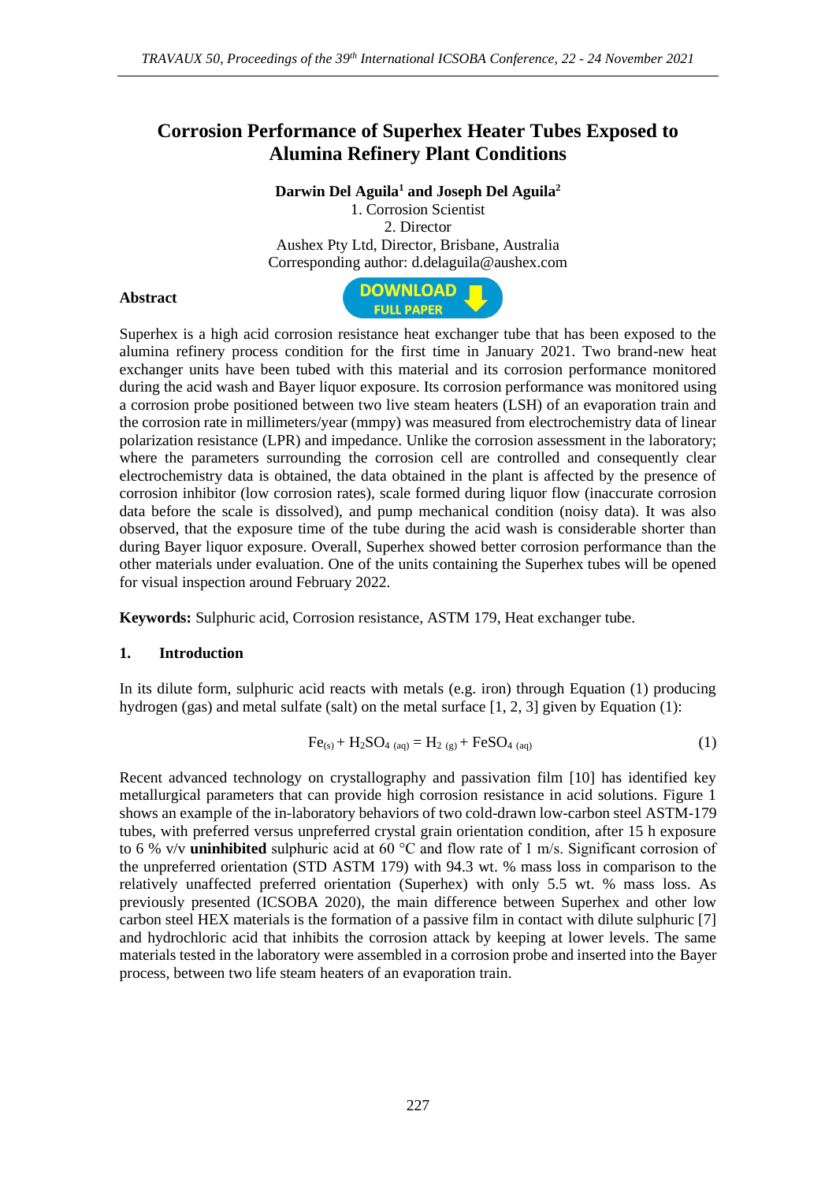# Corrosion Performance of Superhex Heater Tubes Exposed to Alumina Refinery Plant Conditions

**Darwin Del Aguila[1] and Joseph Del Aguila[2]**

1. Corrosion Scientist
2. Director

Aushex Pty Ltd, Director, Brisbane, Australia

Corresponding author: d.delaguila@aushex.com

## Abstract

Superhex is a high acid corrosion resistance heat exchanger tube that has been exposed to the alumina refinery process condition for the first time in January 2021. Two brand-new heat exchanger units have been tubed with this material and its corrosion performance monitored during the acid wash and Bayer liquor exposure. Its corrosion performance was monitored using a corrosion probe positioned between two live steam heaters (LSH) of an evaporation train and the corrosion rate in millimeters/year (mmpy) was measured from electrochemistry data of linear polarization resistance (LPR) and impedance. Unlike the corrosion assessment in the laboratory; where the parameters surrounding the corrosion cell are controlled and consequently clear electrochemistry data is obtained, the data obtained in the plant is affected by the presence of corrosion inhibitor (low corrosion rates), scale formed during liquor flow (inaccurate corrosion data before the scale is dissolved), and pump mechanical condition (noisy data). It was also observed, that the exposure time of the tube during the acid wash is considerable shorter than during Bayer liquor exposure. Overall, Superhex showed better corrosion performance than the other materials under evaluation. One of the units containing the Superhex tubes will be opened for visual inspection around February 2022.

**Keywords:** Sulphuric acid, Corrosion resistance, ASTM 179, Heat exchanger tube.

## 1. Introduction

In its dilute form, sulphuric acid reacts with metals (e.g. iron) through Equation (1) producing hydrogen (gas) and metal sulfate (salt) on the metal surface [1, 2, 3] given by Equation (1):

$$Fe_{(s)} + H_2SO_{4\,(aq)} = H_{2\,(g)} + FeSO_{4\,(aq)} \quad (1)$$

Recent advanced technology on crystallography and passivation film [10] has identified key metallurgical parameters that can provide high corrosion resistance in acid solutions. Figure 1 shows an example of the in-laboratory behaviors of two cold-drawn low-carbon steel ASTM-179 tubes, with preferred versus unpreferred crystal grain orientation condition, after 15 h exposure to 6 % v/v **uninhibited** sulphuric acid at 60 °C and flow rate of 1 m/s. Significant corrosion of the unpreferred orientation (STD ASTM 179) with 94.3 wt. % mass loss in comparison to the relatively unaffected preferred orientation (Superhex) with only 5.5 wt. % mass loss. As previously presented (ICSOBA 2020), the main difference between Superhex and other low carbon steel HEX materials is the formation of a passive film in contact with dilute sulphuric [7] and hydrochloric acid that inhibits the corrosion attack by keeping at lower levels. The same materials tested in the laboratory were assembled in a corrosion probe and inserted into the Bayer process, between two life steam heaters of an evaporation train.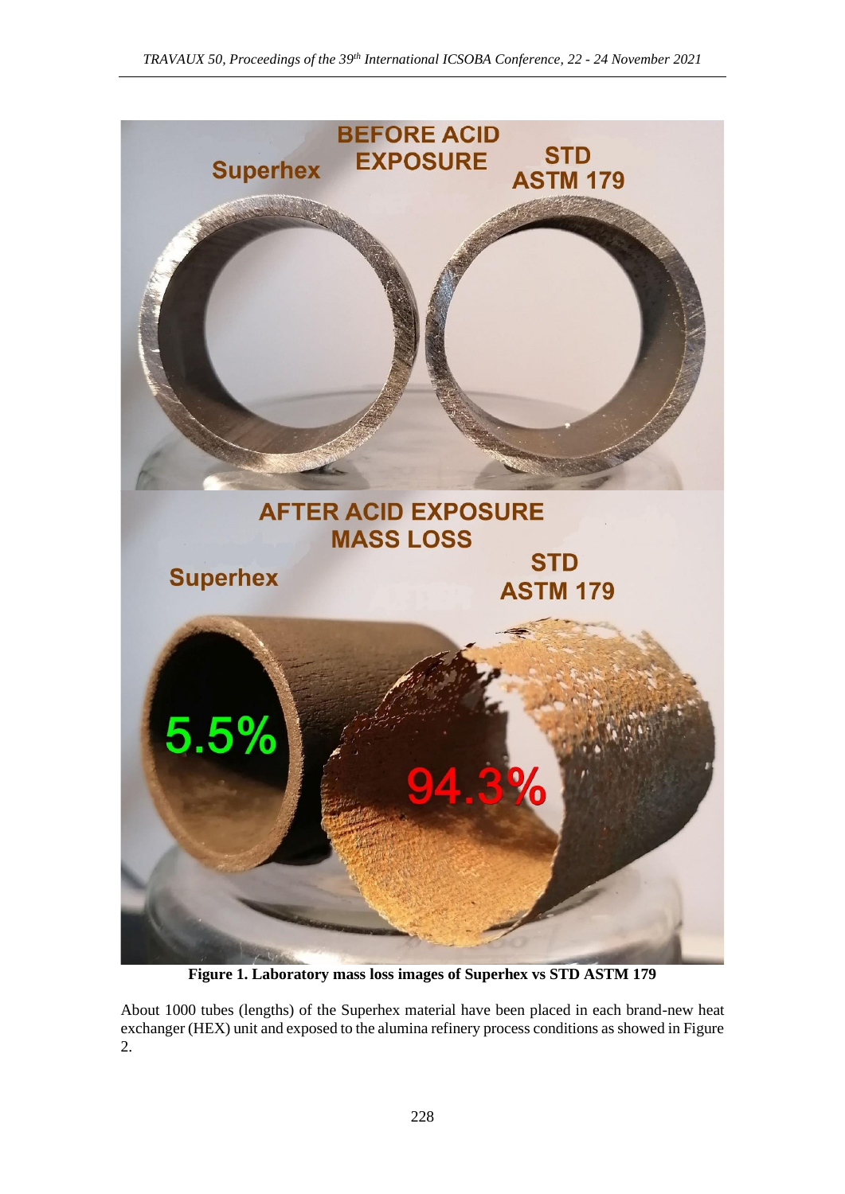**Figure 1. Laboratory mass loss images of Superhex vs STD ASTM 179**

About 1000 tubes (lengths) of the Superhex material have been placed in each brand-new heat exchanger (HEX) unit and exposed to the alumina refinery process conditions as showed in Figure 2.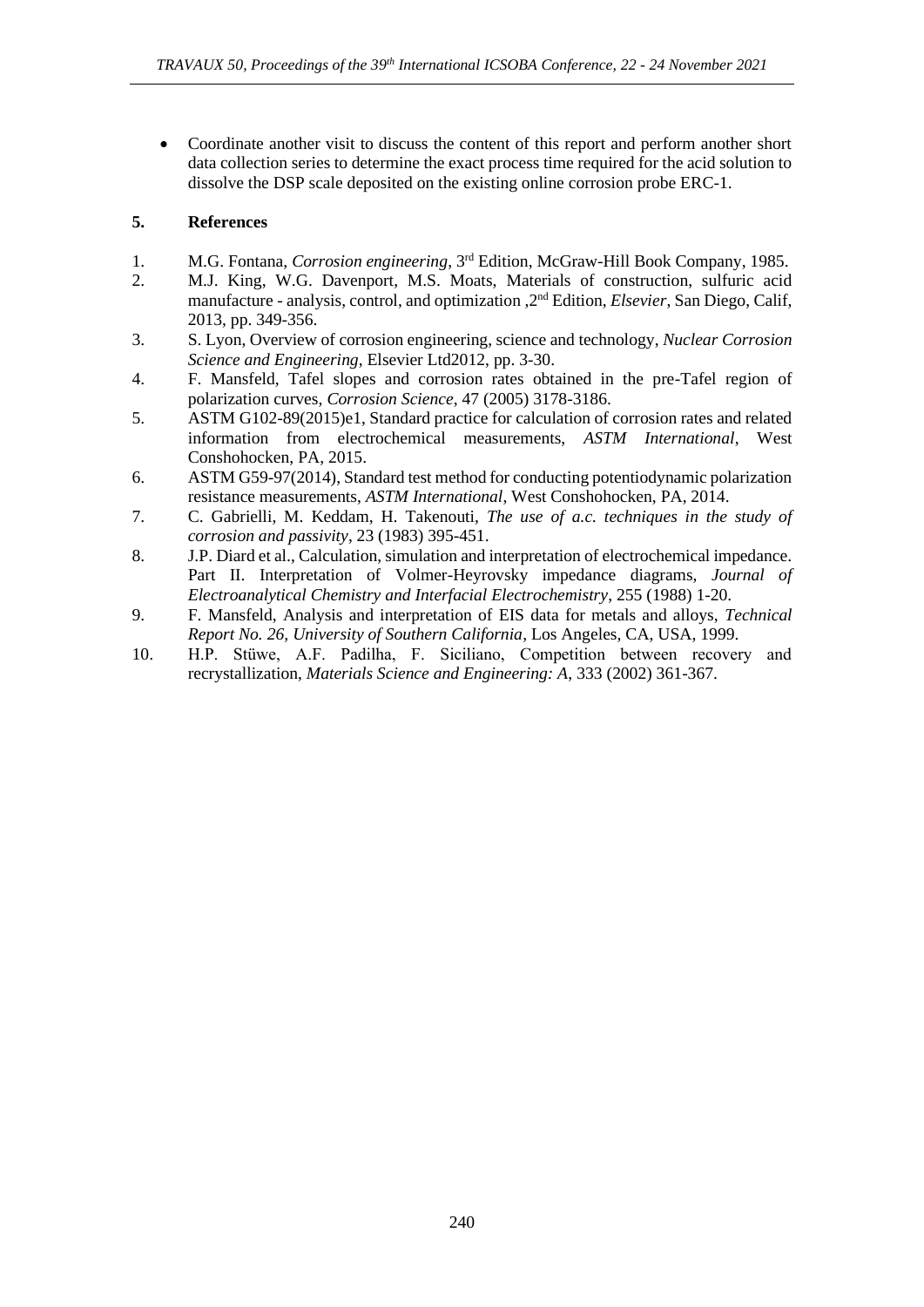- Coordinate another visit to discuss the content of this report and perform another short data collection series to determine the exact process time required for the acid solution to dissolve the DSP scale deposited on the existing online corrosion probe ERC-1.

## 5. References

1. M.G. Fontana, *Corrosion engineering*, 3rd Edition, McGraw-Hill Book Company, 1985.
2. M.J. King, W.G. Davenport, M.S. Moats, Materials of construction, sulfuric acid manufacture - analysis, control, and optimization ,2nd Edition, *Elsevier*, San Diego, Calif, 2013, pp. 349-356.
3. S. Lyon, Overview of corrosion engineering, science and technology, *Nuclear Corrosion Science and Engineering*, Elsevier Ltd2012, pp. 3-30.
4. F. Mansfeld, Tafel slopes and corrosion rates obtained in the pre-Tafel region of polarization curves, *Corrosion Science*, 47 (2005) 3178-3186.
5. ASTM G102-89(2015)e1, Standard practice for calculation of corrosion rates and related information from electrochemical measurements, *ASTM International*, West Conshohocken, PA, 2015.
6. ASTM G59-97(2014), Standard test method for conducting potentiodynamic polarization resistance measurements, *ASTM International*, West Conshohocken, PA, 2014.
7. C. Gabrielli, M. Keddam, H. Takenouti, *The use of a.c. techniques in the study of corrosion and passivity*, 23 (1983) 395-451.
8. J.P. Diard et al., Calculation, simulation and interpretation of electrochemical impedance. Part II. Interpretation of Volmer-Heyrovsky impedance diagrams, *Journal of Electroanalytical Chemistry and Interfacial Electrochemistry*, 255 (1988) 1-20.
9. F. Mansfeld, Analysis and interpretation of EIS data for metals and alloys, *Technical Report No. 26, University of Southern California*, Los Angeles, CA, USA, 1999.
10. H.P. Stüwe, A.F. Padilha, F. Siciliano, Competition between recovery and recrystallization, *Materials Science and Engineering: A*, 333 (2002) 361-367.